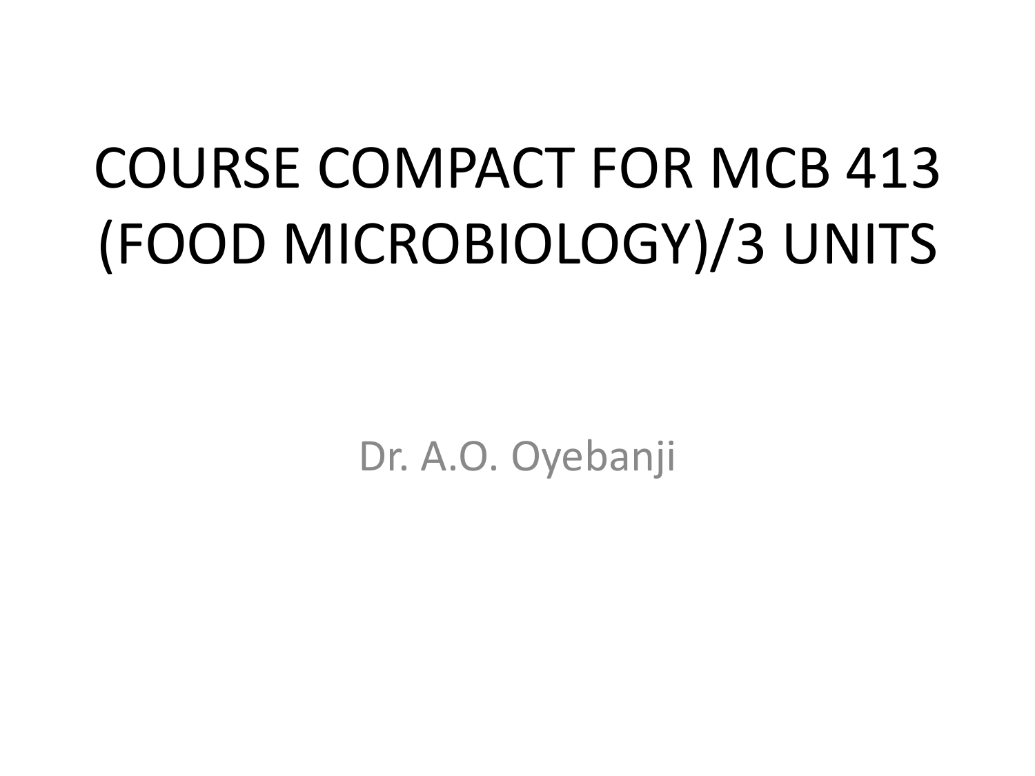# COURSE COMPACT FOR MCB 413 (FOOD MICROBIOLOGY)/3 UNITS

Dr. A.O. Oyebanji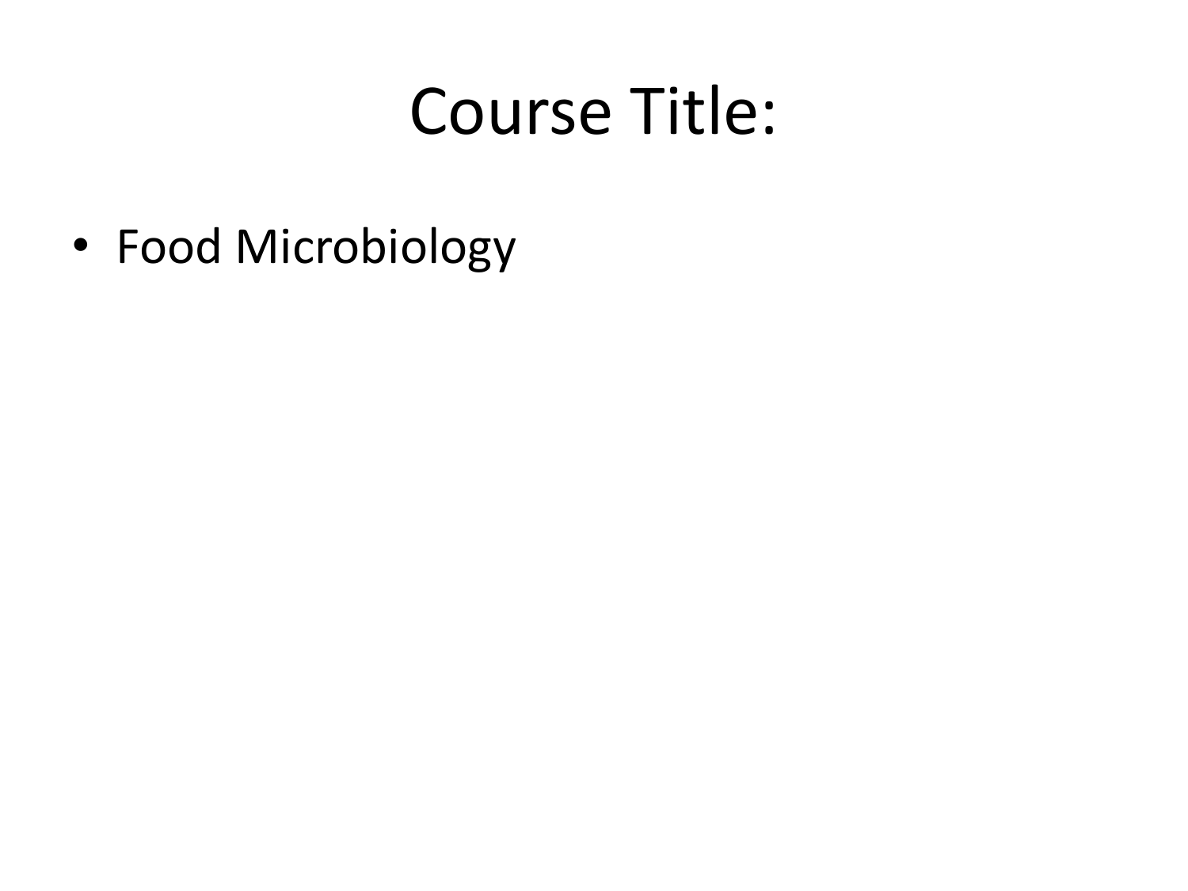# Course Title:

- Food Microbiology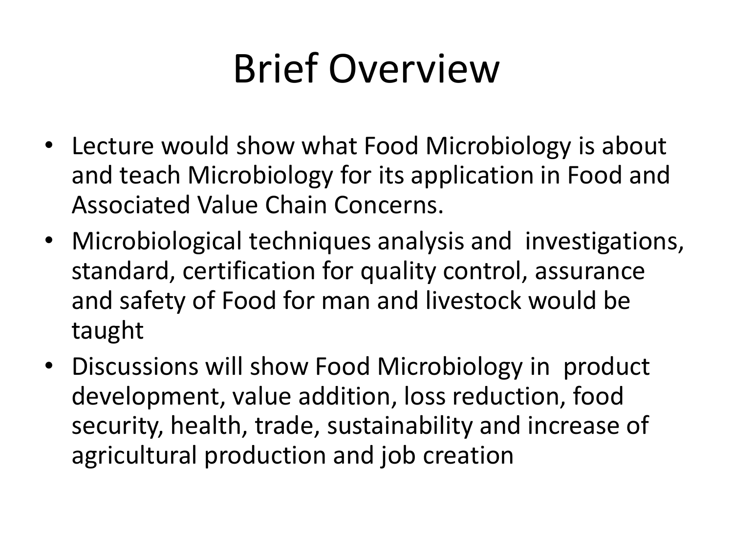# Brief Overview

- Lecture would show what Food Microbiology is about and teach Microbiology for its application in Food and Associated Value Chain Concerns.
- Microbiological techniques analysis and investigations, standard, certification for quality control, assurance and safety of Food for man and livestock would be taught
- Discussions will show Food Microbiology in product development, value addition, loss reduction, food security, health, trade, sustainability and increase of agricultural production and job creation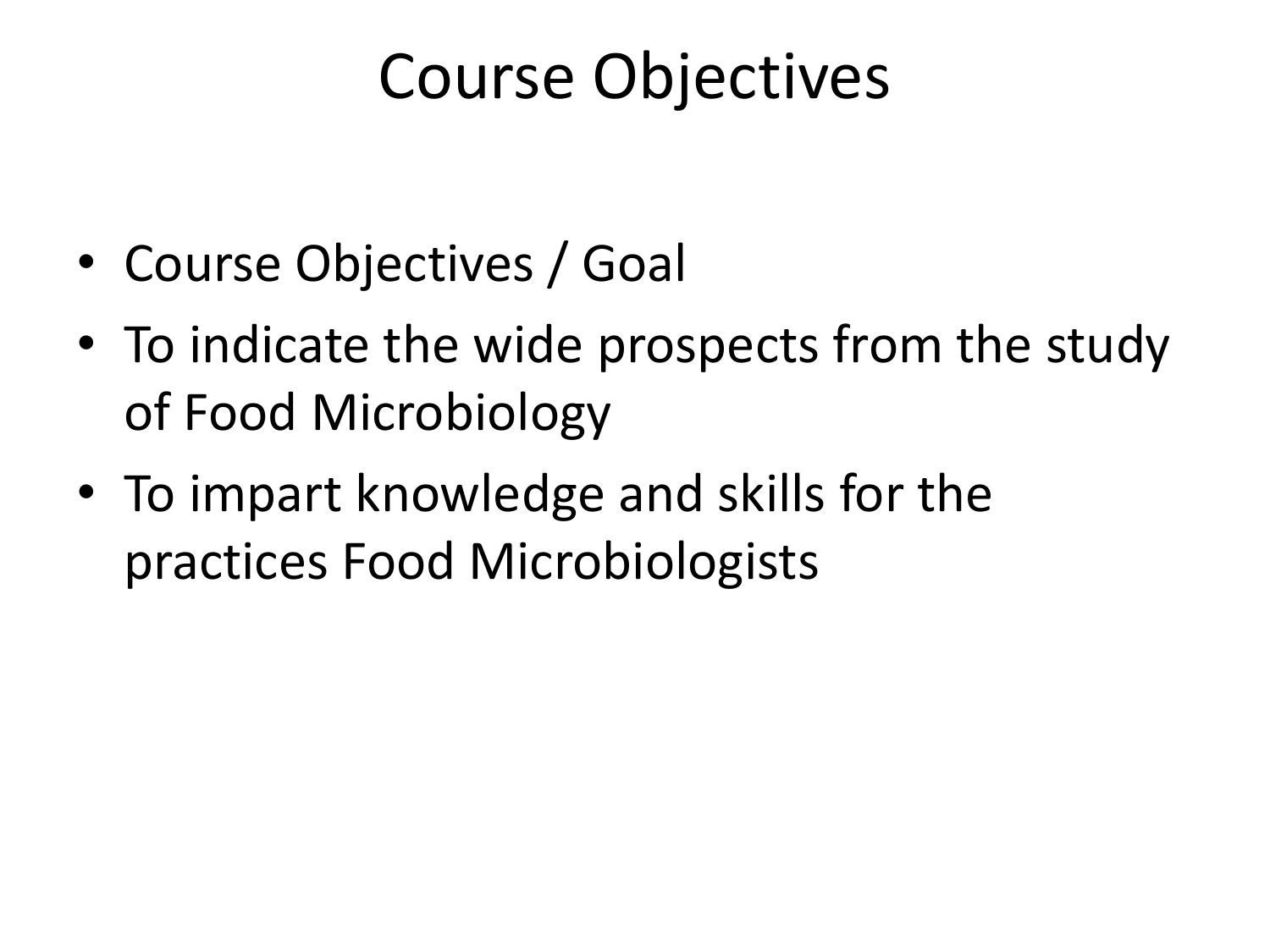# Course Objectives

- Course Objectives / Goal
- To indicate the wide prospects from the study of Food Microbiology
- To impart knowledge and skills for the practices Food Microbiologists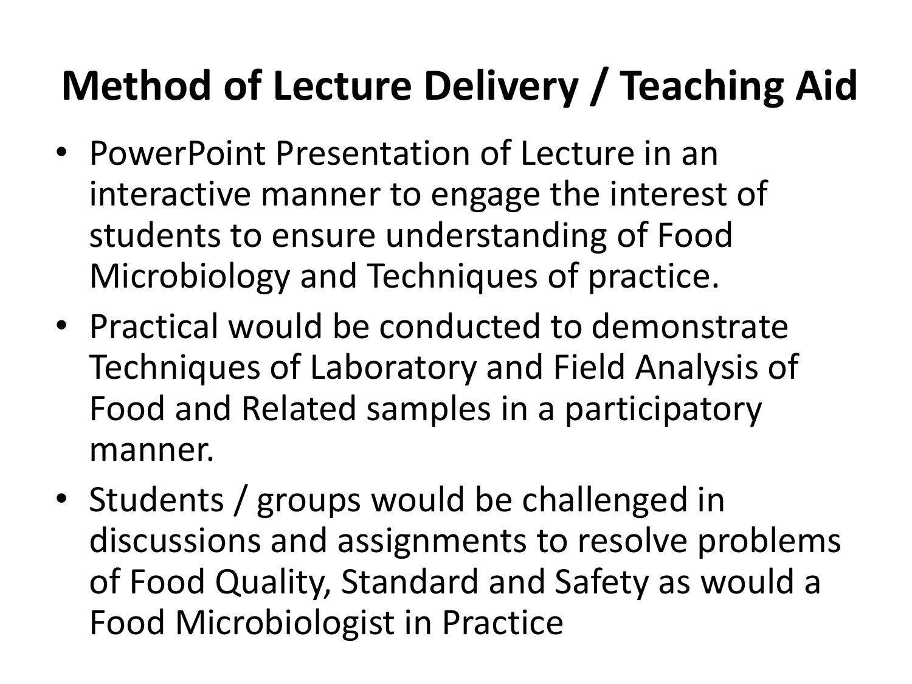# Method of Lecture Delivery / Teaching Aid

- PowerPoint Presentation of Lecture in an interactive manner to engage the interest of students to ensure understanding of Food Microbiology and Techniques of practice.
- Practical would be conducted to demonstrate Techniques of Laboratory and Field Analysis of Food and Related samples in a participatory manner.
- Students / groups would be challenged in discussions and assignments to resolve problems of Food Quality, Standard and Safety as would a Food Microbiologist in Practice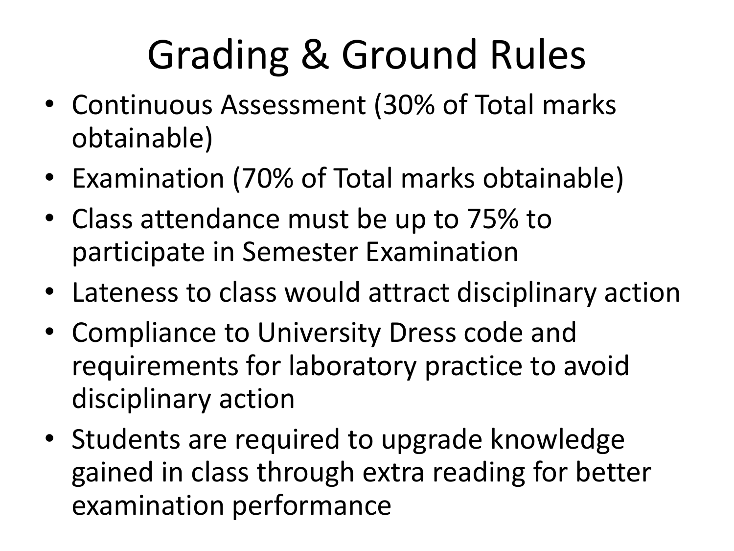# Grading & Ground Rules

- Continuous Assessment (30% of Total marks obtainable)
- Examination (70% of Total marks obtainable)
- Class attendance must be up to 75% to participate in Semester Examination
- Lateness to class would attract disciplinary action
- Compliance to University Dress code and requirements for laboratory practice to avoid disciplinary action
- Students are required to upgrade knowledge gained in class through extra reading for better examination performance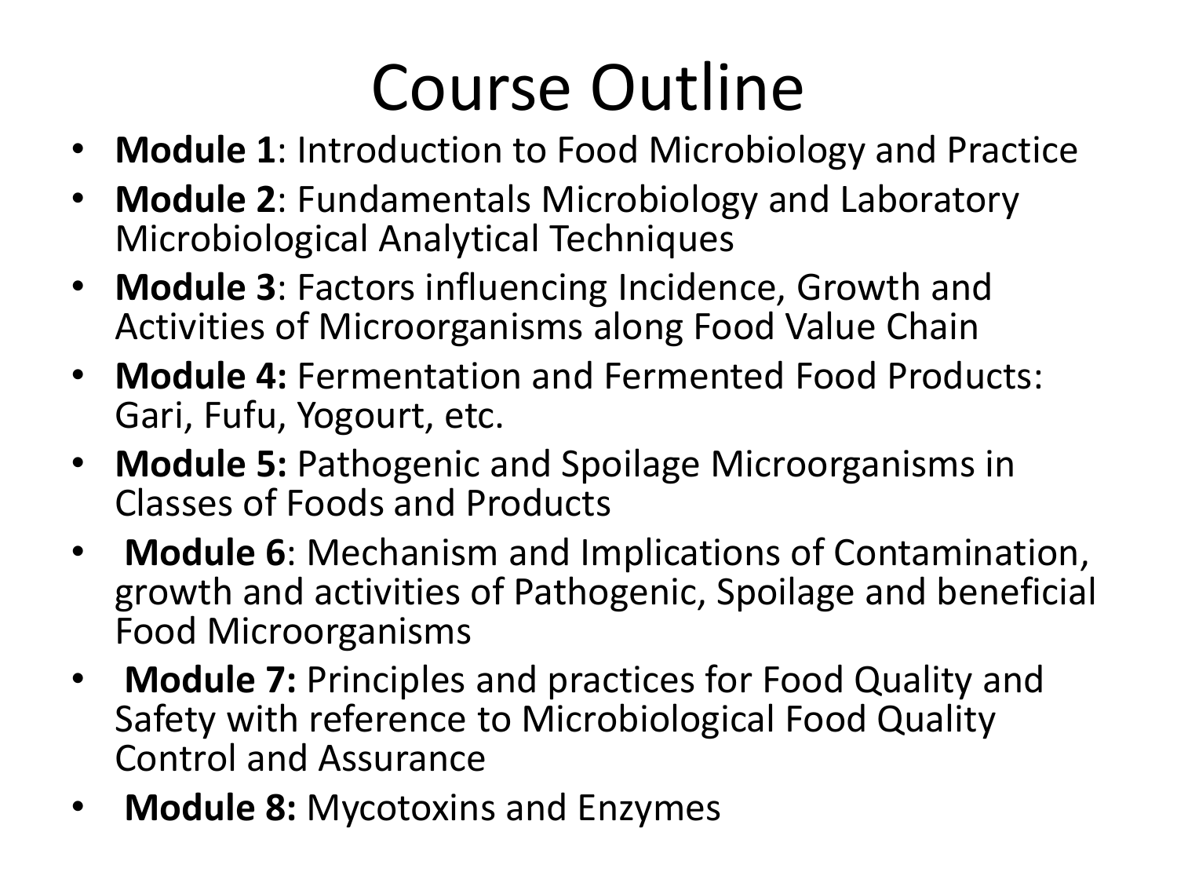# Course Outline

- **Module 1**: Introduction to Food Microbiology and Practice
- **Module 2**: Fundamentals Microbiology and Laboratory Microbiological Analytical Techniques
- **Module 3**: Factors influencing Incidence, Growth and Activities of Microorganisms along Food Value Chain
- **Module 4:** Fermentation and Fermented Food Products: Gari, Fufu, Yogourt, etc.
- **Module 5:** Pathogenic and Spoilage Microorganisms in Classes of Foods and Products
- **Module 6**: Mechanism and Implications of Contamination, growth and activities of Pathogenic, Spoilage and beneficial Food Microorganisms
- **Module 7:** Principles and practices for Food Quality and Safety with reference to Microbiological Food Quality Control and Assurance
- **Module 8:** Mycotoxins and Enzymes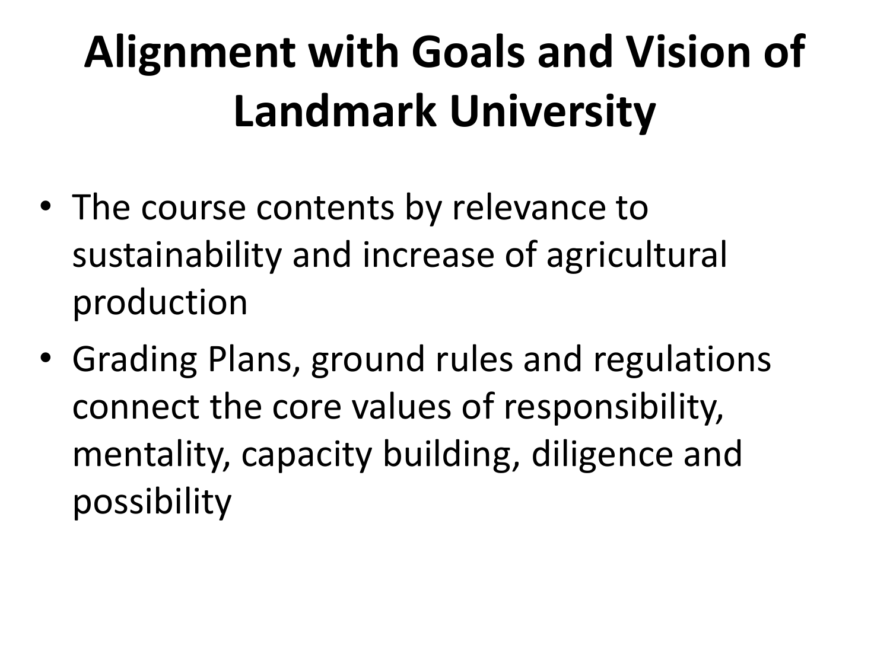# Alignment with Goals and Vision of Landmark University

- The course contents by relevance to sustainability and increase of agricultural production
- Grading Plans, ground rules and regulations connect the core values of responsibility, mentality, capacity building, diligence and possibility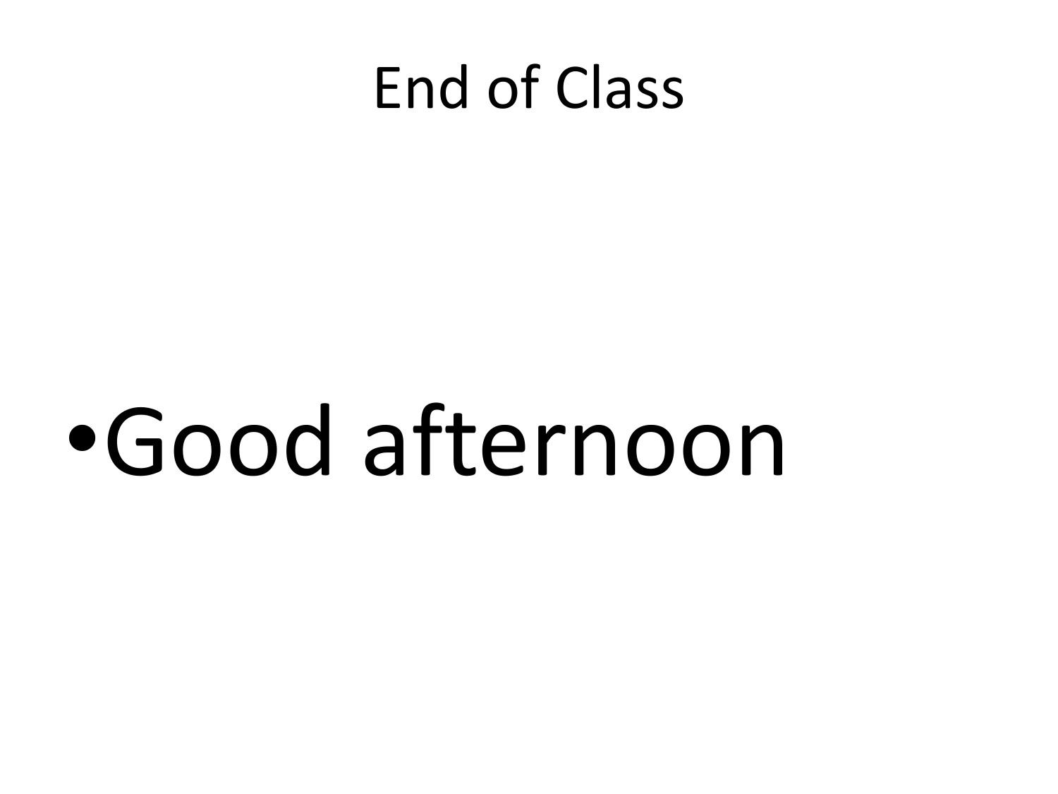# End of Class

- Good afternoon